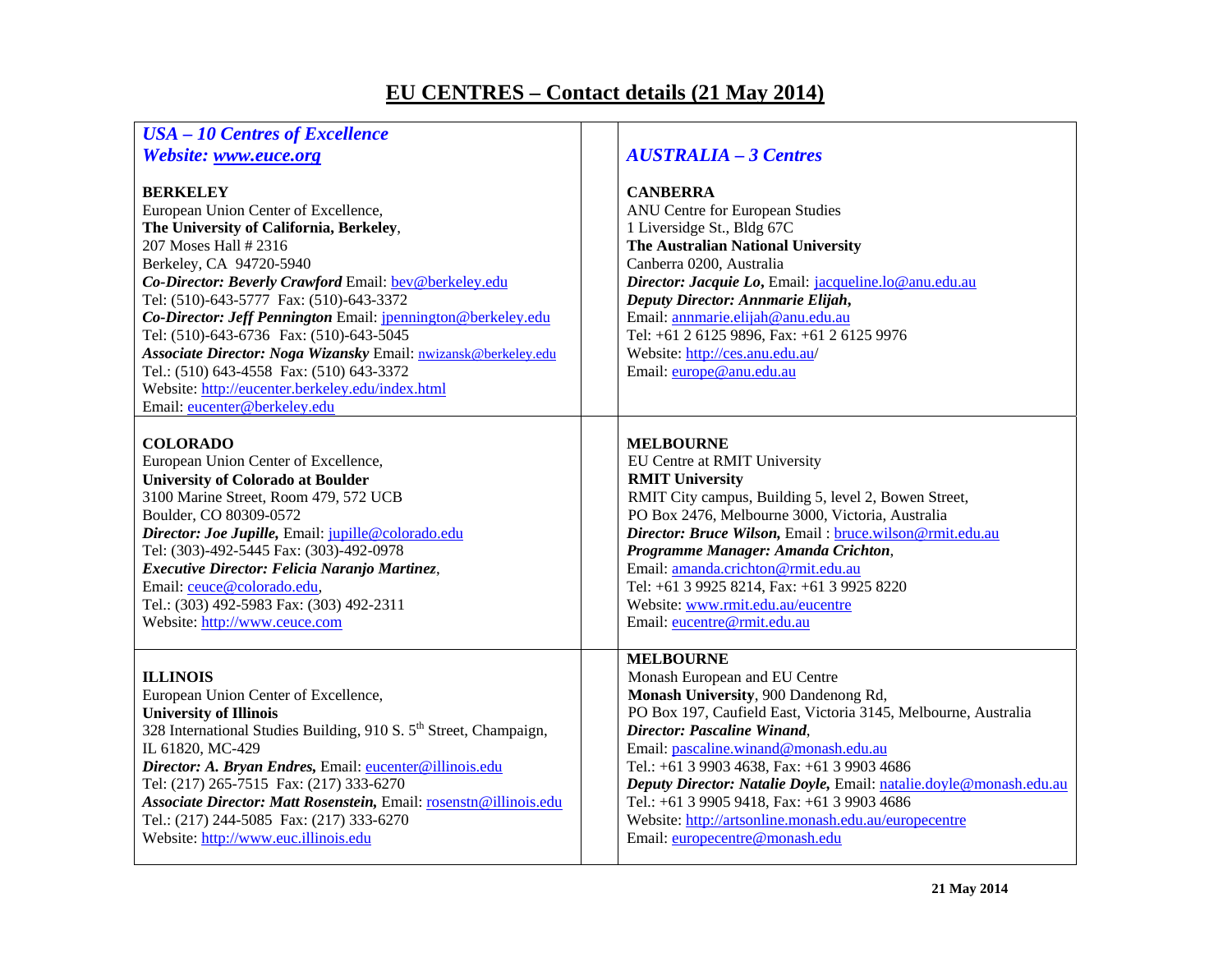# EU CENTRES – Contact details (21 May 2014)

## *USA – 10 Centres of Excellence*
## *Website: www.euce.org*

**BERKELEY**
European Union Center of Excellence,
**The University of California, Berkeley**,
207 Moses Hall # 2316
Berkeley, CA 94720-5940
***Co-Director: Beverly Crawford*** Email: bev@berkeley.edu
Tel: (510)-643-5777 Fax: (510)-643-3372
***Co-Director: Jeff Pennington*** Email: jpennington@berkeley.edu
Tel: (510)-643-6736 Fax: (510)-643-5045
***Associate Director: Noga Wizansky*** Email: nwizansk@berkeley.edu
Tel.: (510) 643-4558 Fax: (510) 643-3372
Website: http://eucenter.berkeley.edu/index.html
Email: eucenter@berkeley.edu

**COLORADO**
European Union Center of Excellence,
**University of Colorado at Boulder**
3100 Marine Street, Room 479, 572 UCB
Boulder, CO 80309-0572
***Director: Joe Jupille,*** Email: jupille@colorado.edu
Tel: (303)-492-5445 Fax: (303)-492-0978
***Executive Director: Felicia Naranjo Martinez***,
Email: ceuce@colorado.edu,
Tel.: (303) 492-5983 Fax: (303) 492-2311
Website: http://www.ceuce.com

**ILLINOIS**
European Union Center of Excellence,
**University of Illinois**
328 International Studies Building, 910 S. 5th Street, Champaign, IL 61820, MC-429
***Director: A. Bryan Endres,*** Email: eucenter@illinois.edu
Tel: (217) 265-7515 Fax: (217) 333-6270
***Associate Director: Matt Rosenstein,*** Email: rosenstn@illinois.edu
Tel.: (217) 244-5085 Fax: (217) 333-6270
Website: http://www.euc.illinois.edu

## *AUSTRALIA – 3 Centres*

**CANBERRA**
ANU Centre for European Studies
1 Liversidge St., Bldg 67C
**The Australian National University**
Canberra 0200, Australia
***Director: Jacquie Lo,*** Email: jacqueline.lo@anu.edu.au
***Deputy Director: Annmarie Elijah,***
Email: annmarie.elijah@anu.edu.au
Tel: +61 2 6125 9896, Fax: +61 2 6125 9976
Website: http://ces.anu.edu.au/
Email: europe@anu.edu.au

**MELBOURNE**
EU Centre at RMIT University
**RMIT University**
RMIT City campus, Building 5, level 2, Bowen Street,
PO Box 2476, Melbourne 3000, Victoria, Australia
***Director: Bruce Wilson,*** Email : bruce.wilson@rmit.edu.au
***Programme Manager: Amanda Crichton***,
Email: amanda.crichton@rmit.edu.au
Tel: +61 3 9925 8214, Fax: +61 3 9925 8220
Website: www.rmit.edu.au/eucentre
Email: eucentre@rmit.edu.au

**MELBOURNE**
Monash European and EU Centre
**Monash University**, 900 Dandenong Rd,
PO Box 197, Caufield East, Victoria 3145, Melbourne, Australia
***Director: Pascaline Winand***,
Email: pascaline.winand@monash.edu.au
Tel.: +61 3 9903 4638, Fax: +61 3 9903 4686
***Deputy Director: Natalie Doyle,*** Email: natalie.doyle@monash.edu.au
Tel.: +61 3 9905 9418, Fax: +61 3 9903 4686
Website: http://artsonline.monash.edu.au/europecentre
Email: europecentre@monash.edu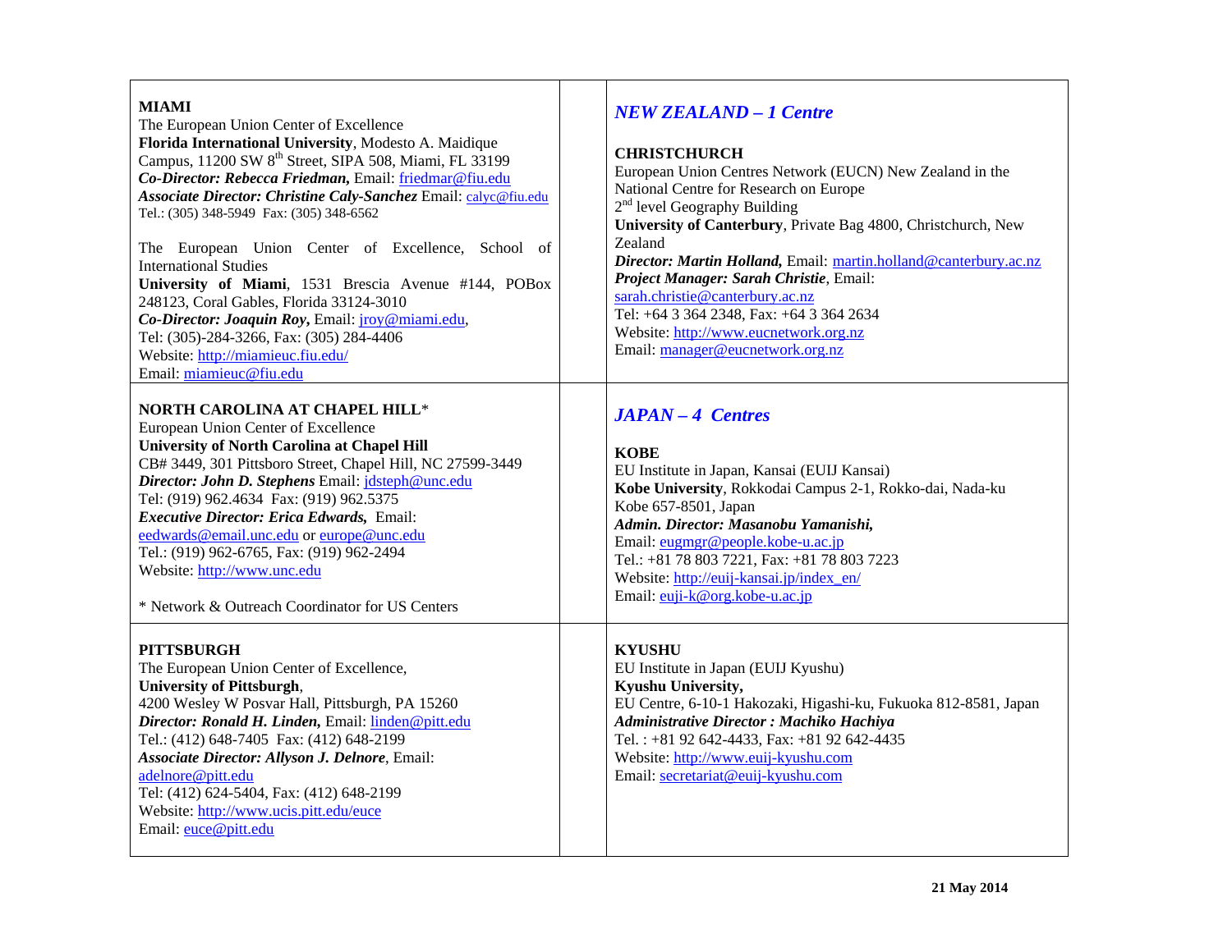**MIAMI**
The European Union Center of Excellence
**Florida International University**, Modesto A. Maidique Campus, 11200 SW 8th Street, SIPA 508, Miami, FL 33199
***Co-Director: Rebecca Friedman,*** Email: friedmar@fiu.edu
***Associate Director: Christine Caly-Sanchez*** Email: calyc@fiu.edu
Tel.: (305) 348-5949 Fax: (305) 348-6562

The European Union Center of Excellence, School of International Studies
**University of Miami**, 1531 Brescia Avenue #144, POBox 248123, Coral Gables, Florida 33124-3010
***Co-Director: Joaquin Roy,*** Email: jroy@miami.edu,
Tel: (305)-284-3266, Fax: (305) 284-4406
Website: http://miamieuc.fiu.edu/
Email: miamieuc@fiu.edu

**NORTH CAROLINA AT CHAPEL HILL***
European Union Center of Excellence
**University of North Carolina at Chapel Hill**
CB# 3449, 301 Pittsboro Street, Chapel Hill, NC 27599-3449
***Director: John D. Stephens*** Email: jdsteph@unc.edu
Tel: (919) 962.4634 Fax: (919) 962.5375
***Executive Director: Erica Edwards,*** Email: eedwards@email.unc.edu or europe@unc.edu
Tel.: (919) 962-6765, Fax: (919) 962-2494
Website: http://www.unc.edu

* Network & Outreach Coordinator for US Centers

**PITTSBURGH**
The European Union Center of Excellence,
**University of Pittsburgh**,
4200 Wesley W Posvar Hall, Pittsburgh, PA 15260
***Director: Ronald H. Linden,*** Email: linden@pitt.edu
Tel.: (412) 648-7405 Fax: (412) 648-2199
***Associate Director: Allyson J. Delnore***, Email: adelnore@pitt.edu
Tel: (412) 624-5404, Fax: (412) 648-2199
Website: http://www.ucis.pitt.edu/euce
Email: euce@pitt.edu

## *NEW ZEALAND – 1 Centre*

**CHRISTCHURCH**
European Union Centres Network (EUCN) New Zealand in the National Centre for Research on Europe
2nd level Geography Building
**University of Canterbury**, Private Bag 4800, Christchurch, New Zealand
***Director: Martin Holland,*** Email: martin.holland@canterbury.ac.nz
***Project Manager: Sarah Christie***, Email: sarah.christie@canterbury.ac.nz
Tel: +64 3 364 2348, Fax: +64 3 364 2634
Website: http://www.eucnetwork.org.nz
Email: manager@eucnetwork.org.nz

## *JAPAN – 4 Centres*

**KOBE**
EU Institute in Japan, Kansai (EUIJ Kansai)
**Kobe University**, Rokkodai Campus 2-1, Rokko-dai, Nada-ku Kobe 657-8501, Japan
***Admin. Director: Masanobu Yamanishi,***
Email: eugmgr@people.kobe-u.ac.jp
Tel.: +81 78 803 7221, Fax: +81 78 803 7223
Website: http://euij-kansai.jp/index_en/
Email: euji-k@org.kobe-u.ac.jp

**KYUSHU**
EU Institute in Japan (EUIJ Kyushu)
**Kyushu University,**
EU Centre, 6-10-1 Hakozaki, Higashi-ku, Fukuoka 812-8581, Japan
***Administrative Director : Machiko Hachiya***
Tel. : +81 92 642-4433, Fax: +81 92 642-4435
Website: http://www.euij-kyushu.com
Email: secretariat@euij-kyushu.com

21 May 2014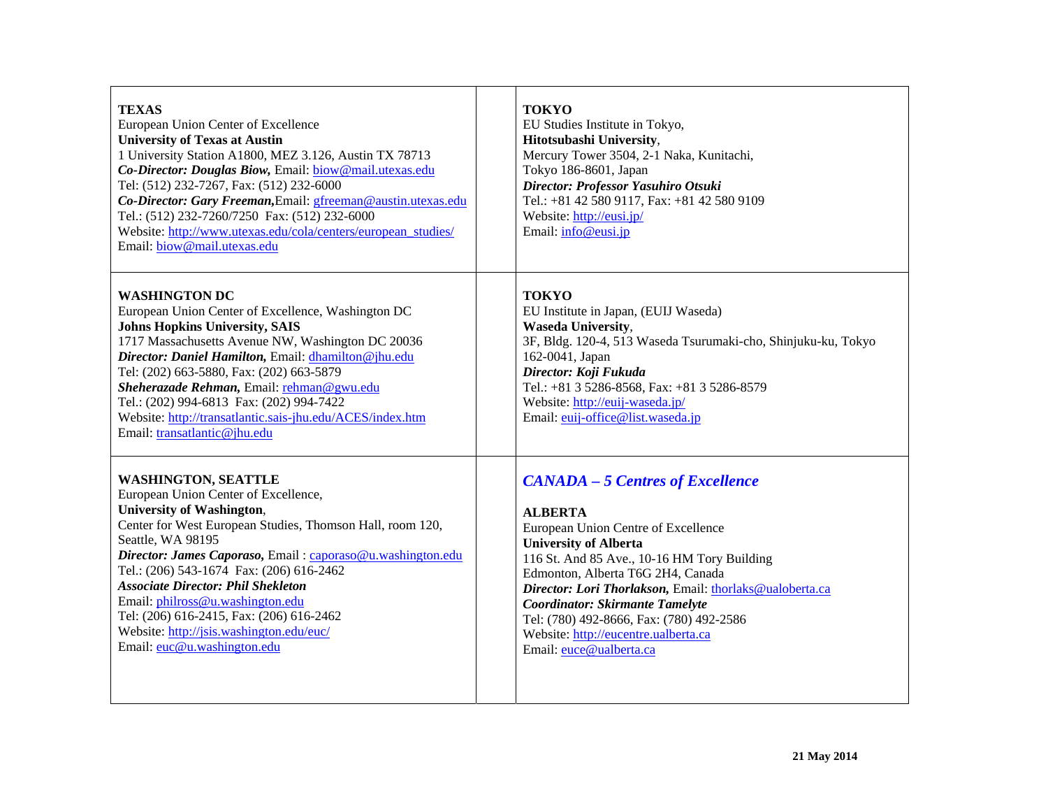**TEXAS**
European Union Center of Excellence
**University of Texas at Austin**
1 University Station A1800, MEZ 3.126, Austin TX 78713
***Co-Director: Douglas Biow,*** Email: biow@mail.utexas.edu
Tel: (512) 232-7267, Fax: (512) 232-6000
***Co-Director: Gary Freeman,***Email: gfreeman@austin.utexas.edu
Tel.: (512) 232-7260/7250 Fax: (512) 232-6000
Website: http://www.utexas.edu/cola/centers/european_studies/
Email: biow@mail.utexas.edu

**WASHINGTON DC**
European Union Center of Excellence, Washington DC
**Johns Hopkins University, SAIS**
1717 Massachusetts Avenue NW, Washington DC 20036
***Director: Daniel Hamilton,*** Email: dhamilton@jhu.edu
Tel: (202) 663-5880, Fax: (202) 663-5879
***Sheherazade Rehman,*** Email: rehman@gwu.edu
Tel.: (202) 994-6813 Fax: (202) 994-7422
Website: http://transatlantic.sais-jhu.edu/ACES/index.htm
Email: transatlantic@jhu.edu

**WASHINGTON, SEATTLE**
European Union Center of Excellence,
**University of Washington**,
Center for West European Studies, Thomson Hall, room 120,
Seattle, WA 98195
***Director: James Caporaso,*** Email : caporaso@u.washington.edu
Tel.: (206) 543-1674 Fax: (206) 616-2462
***Associate Director: Phil Shekleton***
Email: philross@u.washington.edu
Tel: (206) 616-2415, Fax: (206) 616-2462
Website: http://jsis.washington.edu/euc/
Email: euc@u.washington.edu

**TOKYO**
EU Studies Institute in Tokyo,
**Hitotsubashi University**,
Mercury Tower 3504, 2-1 Naka, Kunitachi,
Tokyo 186-8601, Japan
***Director: Professor Yasuhiro Otsuki***
Tel.: +81 42 580 9117, Fax: +81 42 580 9109
Website: http://eusi.jp/
Email: info@eusi.jp

**TOKYO**
EU Institute in Japan, (EUIJ Waseda)
**Waseda University**,
3F, Bldg. 120-4, 513 Waseda Tsurumaki-cho, Shinjuku-ku, Tokyo
162-0041, Japan
***Director: Koji Fukuda***
Tel.: +81 3 5286-8568, Fax: +81 3 5286-8579
Website: http://euij-waseda.jp/
Email: euij-office@list.waseda.jp

## *CANADA – 5 Centres of Excellence*

**ALBERTA**
European Union Centre of Excellence
**University of Alberta**
116 St. And 85 Ave., 10-16 HM Tory Building
Edmonton, Alberta T6G 2H4, Canada
***Director: Lori Thorlakson,*** Email: thorlaks@ualoberta.ca
***Coordinator: Skirmante Tamelyte***
Tel: (780) 492-8666, Fax: (780) 492-2586
Website: http://eucentre.ualberta.ca
Email: euce@ualberta.ca

**21 May 2014**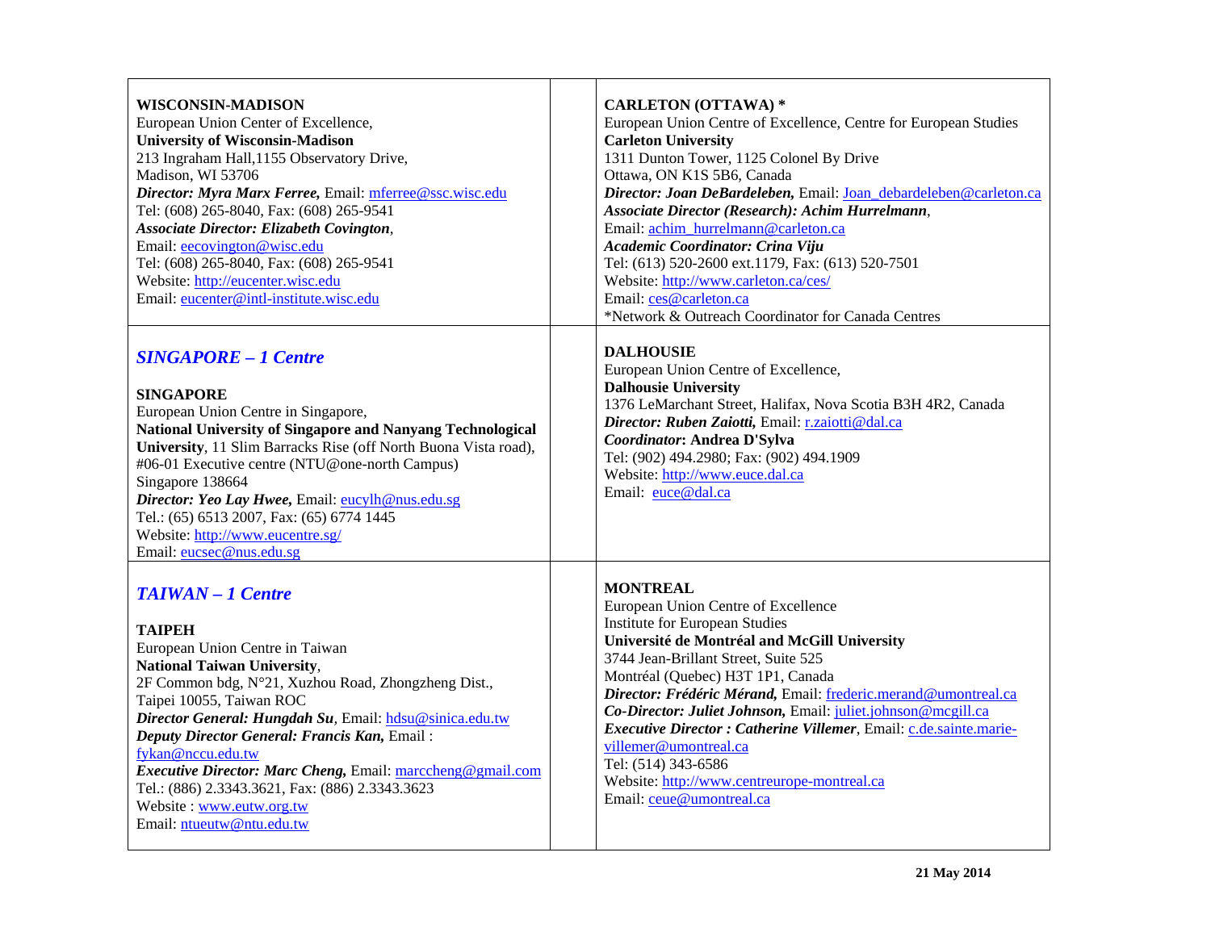**WISCONSIN-MADISON**
European Union Center of Excellence,
**University of Wisconsin-Madison**
213 Ingraham Hall,1155 Observatory Drive,
Madison, WI 53706
***Director: Myra Marx Ferree,*** Email: mferree@ssc.wisc.edu
Tel: (608) 265-8040, Fax: (608) 265-9541
***Associate Director: Elizabeth Covington***,
Email: eecovington@wisc.edu
Tel: (608) 265-8040, Fax: (608) 265-9541
Website: http://eucenter.wisc.edu
Email: eucenter@intl-institute.wisc.edu

## *SINGAPORE – 1 Centre*

**SINGAPORE**
European Union Centre in Singapore,
**National University of Singapore and Nanyang Technological University**, 11 Slim Barracks Rise (off North Buona Vista road), #06-01 Executive centre (NTU@one-north Campus)
Singapore 138664
***Director: Yeo Lay Hwee,*** Email: eucylh@nus.edu.sg
Tel.: (65) 6513 2007, Fax: (65) 6774 1445
Website: http://www.eucentre.sg/
Email: eucsec@nus.edu.sg

## *TAIWAN – 1 Centre*

**TAIPEH**
European Union Centre in Taiwan
**National Taiwan University**,
2F Common bdg, N°21, Xuzhou Road, Zhongzheng Dist.,
Taipei 10055, Taiwan ROC
***Director General: Hungdah Su***, Email: hdsu@sinica.edu.tw
***Deputy Director General: Francis Kan,*** Email : fykan@nccu.edu.tw
***Executive Director: Marc Cheng,*** Email: marccheng@gmail.com
Tel.: (886) 2.3343.3621, Fax: (886) 2.3343.3623
Website : www.eutw.org.tw
Email: ntueutw@ntu.edu.tw

**CARLETON (OTTAWA) ***
European Union Centre of Excellence, Centre for European Studies
**Carleton University**
1311 Dunton Tower, 1125 Colonel By Drive
Ottawa, ON K1S 5B6, Canada
***Director: Joan DeBardeleben,*** Email: Joan_debardeleben@carleton.ca
***Associate Director (Research): Achim Hurrelmann***,
Email: achim_hurrelmann@carleton.ca
***Academic Coordinator: Crina Viju***
Tel: (613) 520-2600 ext.1179, Fax: (613) 520-7501
Website: http://www.carleton.ca/ces/
Email: ces@carleton.ca
*Network & Outreach Coordinator for Canada Centres

**DALHOUSIE**
European Union Centre of Excellence,
**Dalhousie University**
1376 LeMarchant Street, Halifax, Nova Scotia B3H 4R2, Canada
***Director: Ruben Zaiotti,*** Email: r.zaiotti@dal.ca
***Coordinator*: Andrea D'Sylva**
Tel: (902) 494.2980; Fax: (902) 494.1909
Website: http://www.euce.dal.ca
Email: euce@dal.ca

**MONTREAL**
European Union Centre of Excellence
Institute for European Studies
**Université de Montréal and McGill University**
3744 Jean-Brillant Street, Suite 525
Montréal (Quebec) H3T 1P1, Canada
***Director: Frédéric Mérand,*** Email: frederic.merand@umontreal.ca
***Co-Director: Juliet Johnson,*** Email: juliet.johnson@mcgill.ca
***Executive Director : Catherine Villemer***, Email: c.de.sainte.marie-villemer@umontreal.ca
Tel: (514) 343-6586
Website: http://www.centreurope-montreal.ca
Email: ceue@umontreal.ca

**21 May 2014**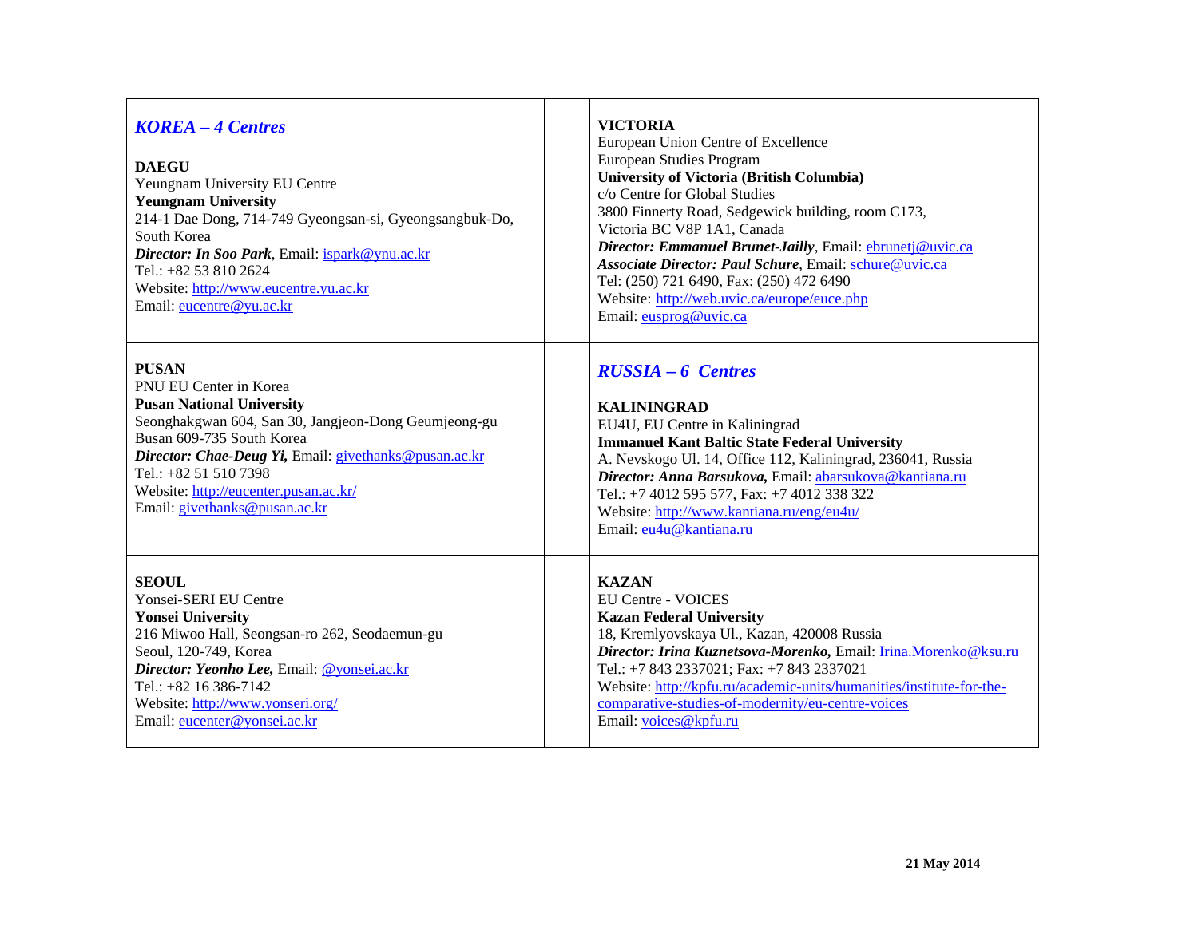## *KOREA – 4 Centres*

**DAEGU**
Yeungnam University EU Centre
**Yeungnam University**
214-1 Dae Dong, 714-749 Gyeongsan-si, Gyeongsangbuk-Do, South Korea
***Director: In Soo Park***, Email: ispark@ynu.ac.kr
Tel.: +82 53 810 2624
Website: http://www.eucentre.yu.ac.kr
Email: eucentre@yu.ac.kr

**PUSAN**
PNU EU Center in Korea
**Pusan National University**
Seonghakgwan 604, San 30, Jangjeon-Dong Geumjeong-gu
Busan 609-735 South Korea
***Director: Chae-Deug Yi,*** Email: givethanks@pusan.ac.kr
Tel.: +82 51 510 7398
Website: http://eucenter.pusan.ac.kr/
Email: givethanks@pusan.ac.kr

**SEOUL**
Yonsei-SERI EU Centre
**Yonsei University**
216 Miwoo Hall, Seongsan-ro 262, Seodaemun-gu
Seoul, 120-749, Korea
***Director: Yeonho Lee,*** Email: @yonsei.ac.kr
Tel.: +82 16 386-7142
Website: http://www.yonseri.org/
Email: eucenter@yonsei.ac.kr

**VICTORIA**
European Union Centre of Excellence
European Studies Program
**University of Victoria (British Columbia)**
c/o Centre for Global Studies
3800 Finnerty Road, Sedgewick building, room C173,
Victoria BC V8P 1A1, Canada
***Director: Emmanuel Brunet-Jailly***, Email: ebrunetj@uvic.ca
***Associate Director: Paul Schure***, Email: schure@uvic.ca
Tel: (250) 721 6490, Fax: (250) 472 6490
Website: http://web.uvic.ca/europe/euce.php
Email: eusprog@uvic.ca

## *RUSSIA – 6 Centres*

**KALININGRAD**
EU4U, EU Centre in Kaliningrad
**Immanuel Kant Baltic State Federal University**
A. Nevskogo Ul. 14, Office 112, Kaliningrad, 236041, Russia
***Director: Anna Barsukova,*** Email: abarsukova@kantiana.ru
Tel.: +7 4012 595 577, Fax: +7 4012 338 322
Website: http://www.kantiana.ru/eng/eu4u/
Email: eu4u@kantiana.ru

**KAZAN**
EU Centre - VOICES
**Kazan Federal University**
18, Kremlyovskaya Ul., Kazan, 420008 Russia
***Director: Irina Kuznetsova-Morenko,*** Email: Irina.Morenko@ksu.ru
Tel.: +7 843 2337021; Fax: +7 843 2337021
Website: http://kpfu.ru/academic-units/humanities/institute-for-the-comparative-studies-of-modernity/eu-centre-voices
Email: voices@kpfu.ru

**21 May 2014**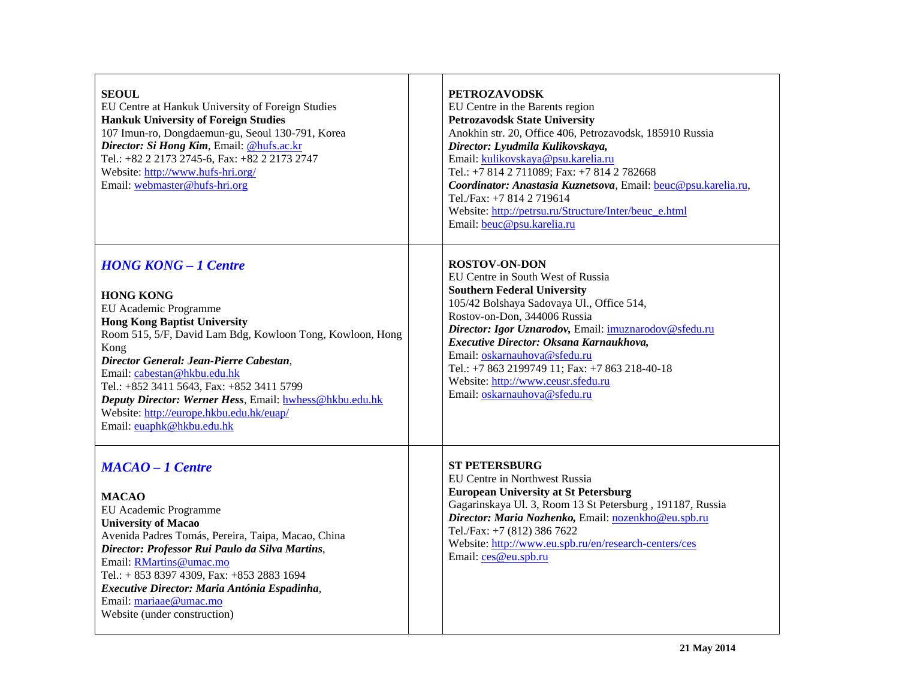| SEOUL<br>EU Centre at Hankuk University of Foreign Studies<br>**Hankuk University of Foreign Studies**<br>107 Imun-ro, Dongdaemun-gu, Seoul 130-791, Korea<br>***Director: Si Hong Kim***, Email: @hufs.ac.kr<br>Tel.: +82 2 2173 2745-6, Fax: +82 2 2173 2747<br>Website: http://www.hufs-hri.org/<br>Email: webmaster@hufs-hri.org | | **PETROZAVODSK**<br>EU Centre in the Barents region<br>**Petrozavodsk State University**<br>Anokhin str. 20, Office 406, Petrozavodsk, 185910 Russia<br>***Director: Lyudmila Kulikovskaya,***<br>Email: kulikovskaya@psu.karelia.ru<br>Tel.: +7 814 2 711089; Fax: +7 814 2 782668<br>***Coordinator: Anastasia Kuznetsova***, Email: beuc@psu.karelia.ru,<br>Tel./Fax: +7 814 2 719614<br>Website: http://petrsu.ru/Structure/Inter/beuc_e.html<br>Email: beuc@psu.karelia.ru |
|---|---|---|
| ***HONG KONG – 1 Centre***<br><br>**HONG KONG**<br>EU Academic Programme<br>**Hong Kong Baptist University**<br>Room 515, 5/F, David Lam Bdg, Kowloon Tong, Kowloon, Hong Kong<br>***Director General: Jean-Pierre Cabestan***,<br>Email: cabestan@hkbu.edu.hk<br>Tel.: +852 3411 5643, Fax: +852 3411 5799<br>***Deputy Director: Werner Hess***, Email: hwhess@hkbu.edu.hk<br>Website: http://europe.hkbu.edu.hk/euap/<br>Email: euaphk@hkbu.edu.hk | | **ROSTOV-ON-DON**<br>EU Centre in South West of Russia<br>**Southern Federal University**<br>105/42 Bolshaya Sadovaya Ul., Office 514,<br>Rostov-on-Don, 344006 Russia<br>***Director: Igor Uznarodov,*** Email: imuznarodov@sfedu.ru<br>***Executive Director: Oksana Karnaukhova,***<br>Email: oskarnauhova@sfedu.ru<br>Tel.: +7 863 2199749 11; Fax: +7 863 218-40-18<br>Website: http://www.ceusr.sfedu.ru<br>Email: oskarnauhova@sfedu.ru |
| ***MACAO – 1 Centre***<br><br>**MACAO**<br>EU Academic Programme<br>**University of Macao**<br>Avenida Padres Tomás, Pereira, Taipa, Macao, China<br>***Director: Professor Rui Paulo da Silva Martins***,<br>Email: RMartins@umac.mo<br>Tel.: + 853 8397 4309, Fax: +853 2883 1694<br>***Executive Director: Maria Antónia Espadinha***,<br>Email: mariaae@umac.mo<br>Website (under construction) | | **ST PETERSBURG**<br>EU Centre in Northwest Russia<br>**European University at St Petersburg**<br>Gagarinskaya Ul. 3, Room 13 St Petersburg , 191187, Russia<br>***Director: Maria Nozhenko,*** Email: nozenkho@eu.spb.ru<br>Tel./Fax: +7 (812) 386 7622<br>Website: http://www.eu.spb.ru/en/research-centers/ces<br>Email: ces@eu.spb.ru |

**21 May 2014**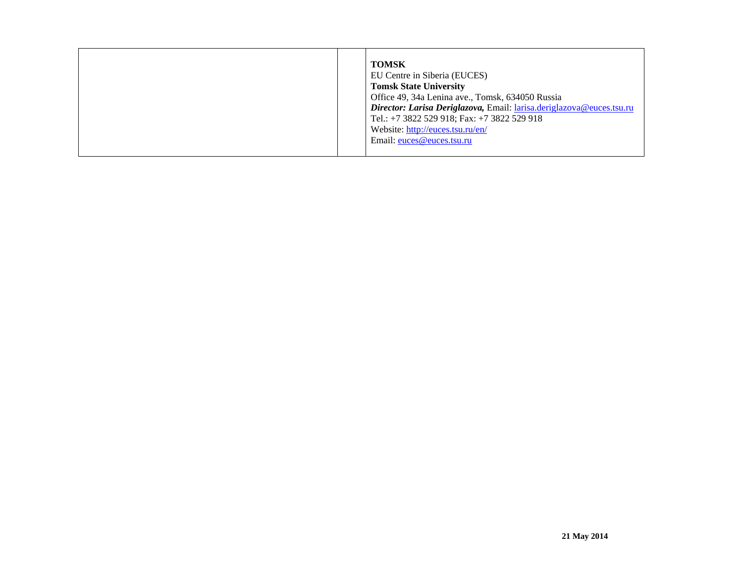| | | |
|---|---|---|
| | | **TOMSK**<br>EU Centre in Siberia (EUCES)<br>**Tomsk State University**<br>Office 49, 34a Lenina ave., Tomsk, 634050 Russia<br>***Director: Larisa Deriglazova,*** Email: larisa.deriglazova@euces.tsu.ru<br>Tel.: +7 3822 529 918; Fax: +7 3822 529 918<br>Website: http://euces.tsu.ru/en/<br>Email: euces@euces.tsu.ru |

**21 May 2014**